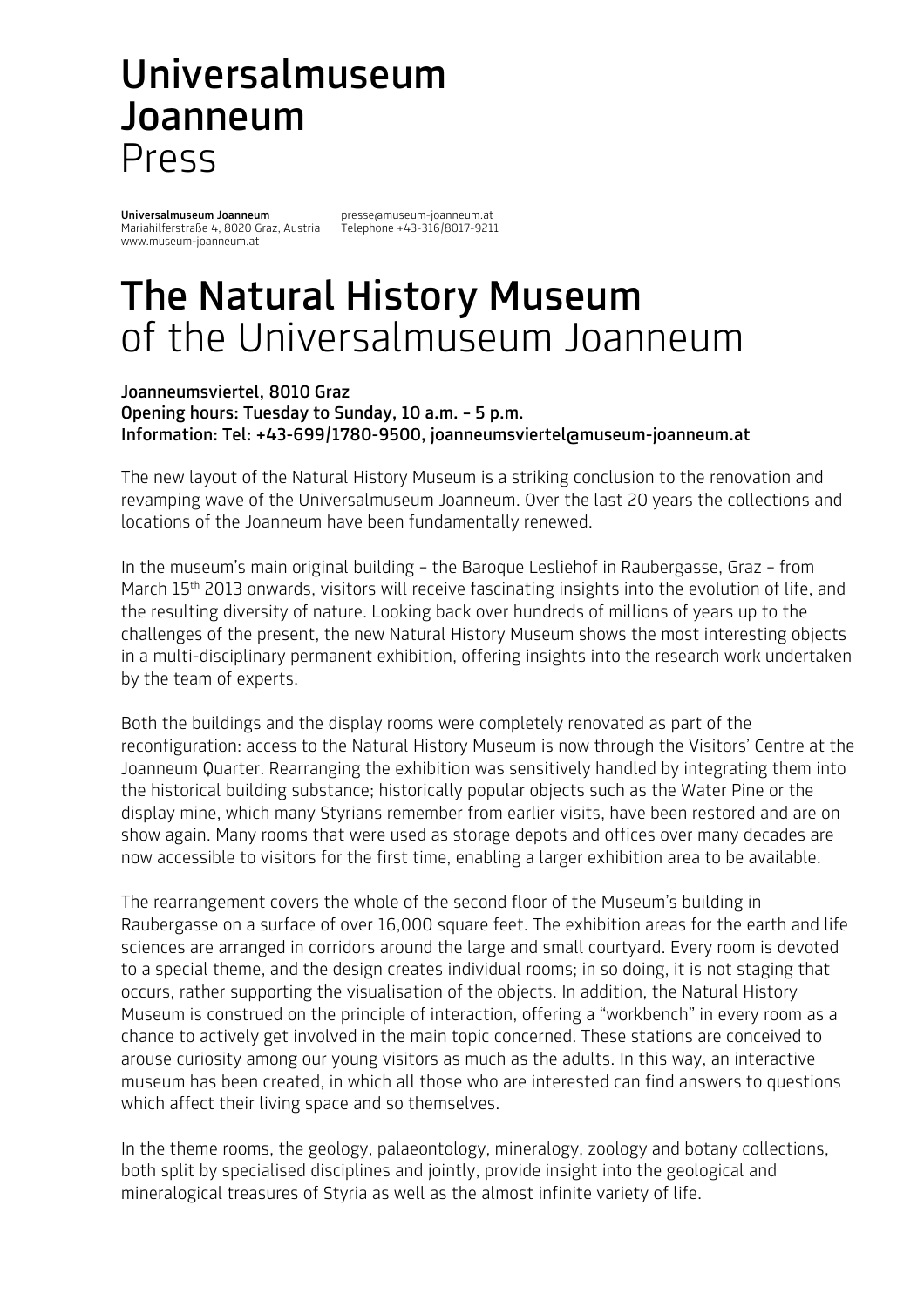# Universalmuseum Joanneum
Press

**Universalmuseum Joanneum**
Mariahilferstraße 4, 8020 Graz, Austria
www.museum-joanneum.at

presse@museum-joanneum.at
Telephone +43-316/8017-9211

# The Natural History Museum
## of the Universalmuseum Joanneum

**Joanneumsviertel, 8010 Graz**
**Opening hours: Tuesday to Sunday, 10 a.m. – 5 p.m.**
**Information: Tel: +43-699/1780-9500, joanneumsviertel@museum-joanneum.at**

The new layout of the Natural History Museum is a striking conclusion to the renovation and revamping wave of the Universalmuseum Joanneum. Over the last 20 years the collections and locations of the Joanneum have been fundamentally renewed.

In the museum's main original building – the Baroque Lesliehof in Raubergasse, Graz – from March 15th 2013 onwards, visitors will receive fascinating insights into the evolution of life, and the resulting diversity of nature. Looking back over hundreds of millions of years up to the challenges of the present, the new Natural History Museum shows the most interesting objects in a multi-disciplinary permanent exhibition, offering insights into the research work undertaken by the team of experts.

Both the buildings and the display rooms were completely renovated as part of the reconfiguration: access to the Natural History Museum is now through the Visitors' Centre at the Joanneum Quarter. Rearranging the exhibition was sensitively handled by integrating them into the historical building substance; historically popular objects such as the Water Pine or the display mine, which many Styrians remember from earlier visits, have been restored and are on show again. Many rooms that were used as storage depots and offices over many decades are now accessible to visitors for the first time, enabling a larger exhibition area to be available.

The rearrangement covers the whole of the second floor of the Museum's building in Raubergasse on a surface of over 16,000 square feet. The exhibition areas for the earth and life sciences are arranged in corridors around the large and small courtyard. Every room is devoted to a special theme, and the design creates individual rooms; in so doing, it is not staging that occurs, rather supporting the visualisation of the objects. In addition, the Natural History Museum is construed on the principle of interaction, offering a "workbench" in every room as a chance to actively get involved in the main topic concerned. These stations are conceived to arouse curiosity among our young visitors as much as the adults. In this way, an interactive museum has been created, in which all those who are interested can find answers to questions which affect their living space and so themselves.

In the theme rooms, the geology, palaeontology, mineralogy, zoology and botany collections, both split by specialised disciplines and jointly, provide insight into the geological and mineralogical treasures of Styria as well as the almost infinite variety of life.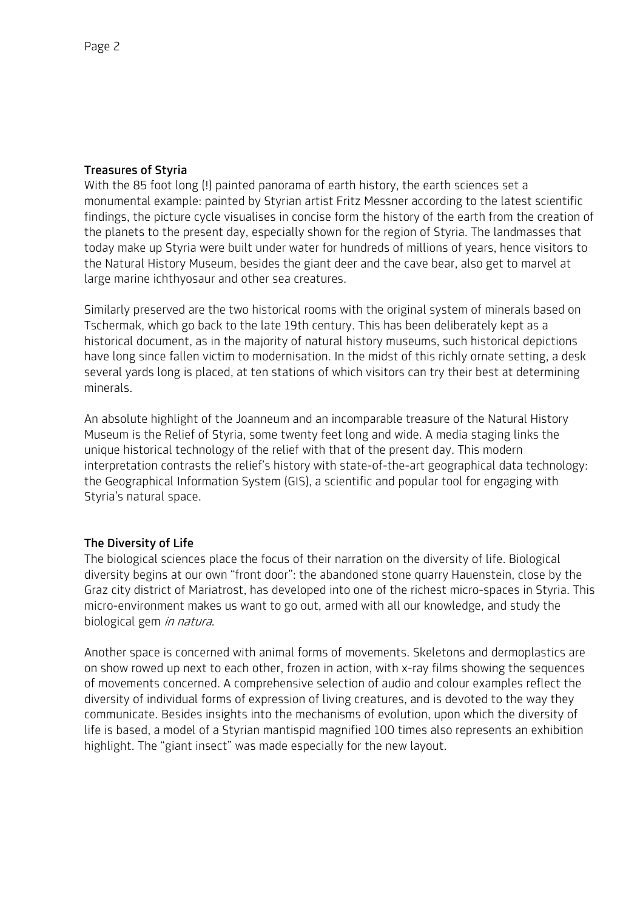## Treasures of Styria

With the 85 foot long (!) painted panorama of earth history, the earth sciences set a monumental example: painted by Styrian artist Fritz Messner according to the latest scientific findings, the picture cycle visualises in concise form the history of the earth from the creation of the planets to the present day, especially shown for the region of Styria. The landmasses that today make up Styria were built under water for hundreds of millions of years, hence visitors to the Natural History Museum, besides the giant deer and the cave bear, also get to marvel at large marine ichthyosaur and other sea creatures.

Similarly preserved are the two historical rooms with the original system of minerals based on Tschermak, which go back to the late 19th century. This has been deliberately kept as a historical document, as in the majority of natural history museums, such historical depictions have long since fallen victim to modernisation. In the midst of this richly ornate setting, a desk several yards long is placed, at ten stations of which visitors can try their best at determining minerals.

An absolute highlight of the Joanneum and an incomparable treasure of the Natural History Museum is the Relief of Styria, some twenty feet long and wide. A media staging links the unique historical technology of the relief with that of the present day. This modern interpretation contrasts the relief's history with state-of-the-art geographical data technology: the Geographical Information System (GIS), a scientific and popular tool for engaging with Styria's natural space.

## The Diversity of Life

The biological sciences place the focus of their narration on the diversity of life. Biological diversity begins at our own "front door": the abandoned stone quarry Hauenstein, close by the Graz city district of Mariatrost, has developed into one of the richest micro-spaces in Styria. This micro-environment makes us want to go out, armed with all our knowledge, and study the biological gem *in natura*.

Another space is concerned with animal forms of movements. Skeletons and dermoplastics are on show rowed up next to each other, frozen in action, with x-ray films showing the sequences of movements concerned. A comprehensive selection of audio and colour examples reflect the diversity of individual forms of expression of living creatures, and is devoted to the way they communicate. Besides insights into the mechanisms of evolution, upon which the diversity of life is based, a model of a Styrian mantispid magnified 100 times also represents an exhibition highlight. The "giant insect" was made especially for the new layout.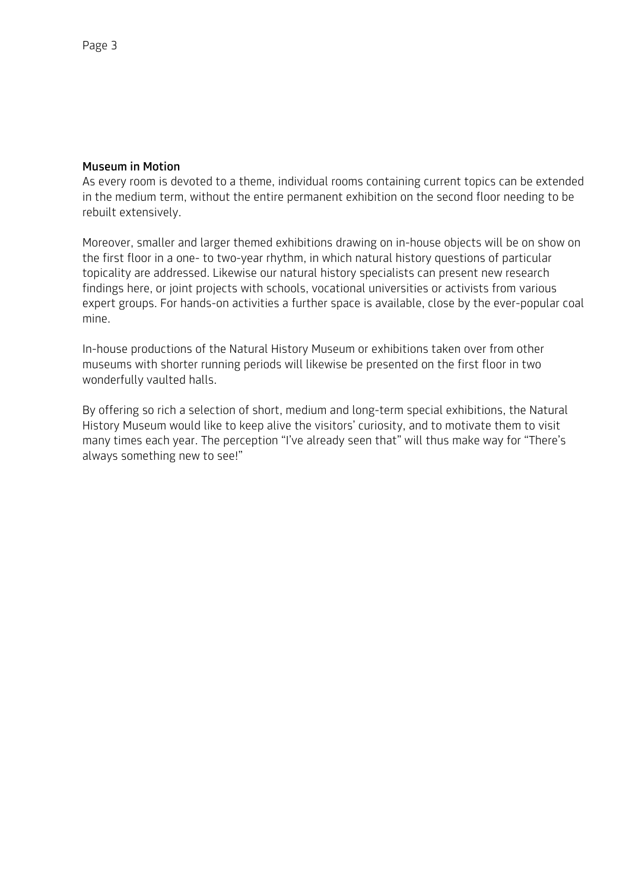## Museum in Motion

As every room is devoted to a theme, individual rooms containing current topics can be extended in the medium term, without the entire permanent exhibition on the second floor needing to be rebuilt extensively.

Moreover, smaller and larger themed exhibitions drawing on in-house objects will be on show on the first floor in a one- to two-year rhythm, in which natural history questions of particular topicality are addressed. Likewise our natural history specialists can present new research findings here, or joint projects with schools, vocational universities or activists from various expert groups. For hands-on activities a further space is available, close by the ever-popular coal mine.

In-house productions of the Natural History Museum or exhibitions taken over from other museums with shorter running periods will likewise be presented on the first floor in two wonderfully vaulted halls.

By offering so rich a selection of short, medium and long-term special exhibitions, the Natural History Museum would like to keep alive the visitors' curiosity, and to motivate them to visit many times each year. The perception "I've already seen that" will thus make way for "There's always something new to see!"